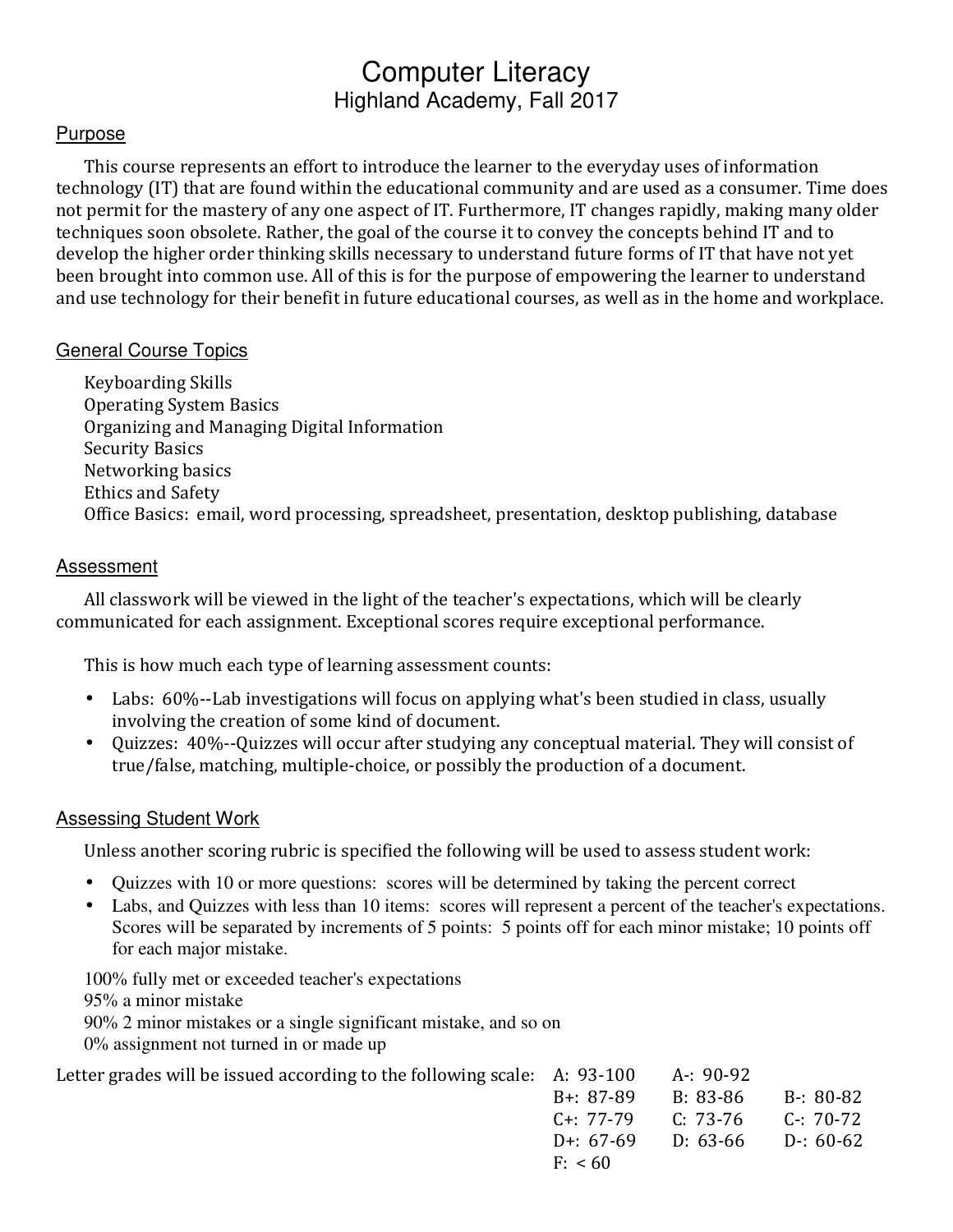# Computer Literacy

## Highland Academy, Fall 2017

### Purpose

This course represents an effort to introduce the learner to the everyday uses of information technology (IT) that are found within the educational community and are used as a consumer. Time does not permit for the mastery of any one aspect of IT. Furthermore, IT changes rapidly, making many older techniques soon obsolete. Rather, the goal of the course it to convey the concepts behind IT and to develop the higher order thinking skills necessary to understand future forms of IT that have not yet been brought into common use. All of this is for the purpose of empowering the learner to understand and use technology for their benefit in future educational courses, as well as in the home and workplace.

### General Course Topics

Keyboarding Skills
Operating System Basics
Organizing and Managing Digital Information
Security Basics
Networking basics
Ethics and Safety
Office Basics: email, word processing, spreadsheet, presentation, desktop publishing, database

### Assessment

All classwork will be viewed in the light of the teacher's expectations, which will be clearly communicated for each assignment. Exceptional scores require exceptional performance.

This is how much each type of learning assessment counts:

- Labs: 60%--Lab investigations will focus on applying what's been studied in class, usually involving the creation of some kind of document.
- Quizzes: 40%--Quizzes will occur after studying any conceptual material. They will consist of true/false, matching, multiple-choice, or possibly the production of a document.

### Assessing Student Work

Unless another scoring rubric is specified the following will be used to assess student work:

- Quizzes with 10 or more questions: scores will be determined by taking the percent correct
- Labs, and Quizzes with less than 10 items: scores will represent a percent of the teacher's expectations. Scores will be separated by increments of 5 points: 5 points off for each minor mistake; 10 points off for each major mistake.

100% fully met or exceeded teacher's expectations
95% a minor mistake
90% 2 minor mistakes or a single significant mistake, and so on
0% assignment not turned in or made up

Letter grades will be issued according to the following scale:

| | | |
|---|---|---|
| A: 93-100 | A-: 90-92 | |
| B+: 87-89 | B: 83-86 | B-: 80-82 |
| C+: 77-79 | C: 73-76 | C-: 70-72 |
| D+: 67-69 | D: 63-66 | D-: 60-62 |
| F: < 60 | | |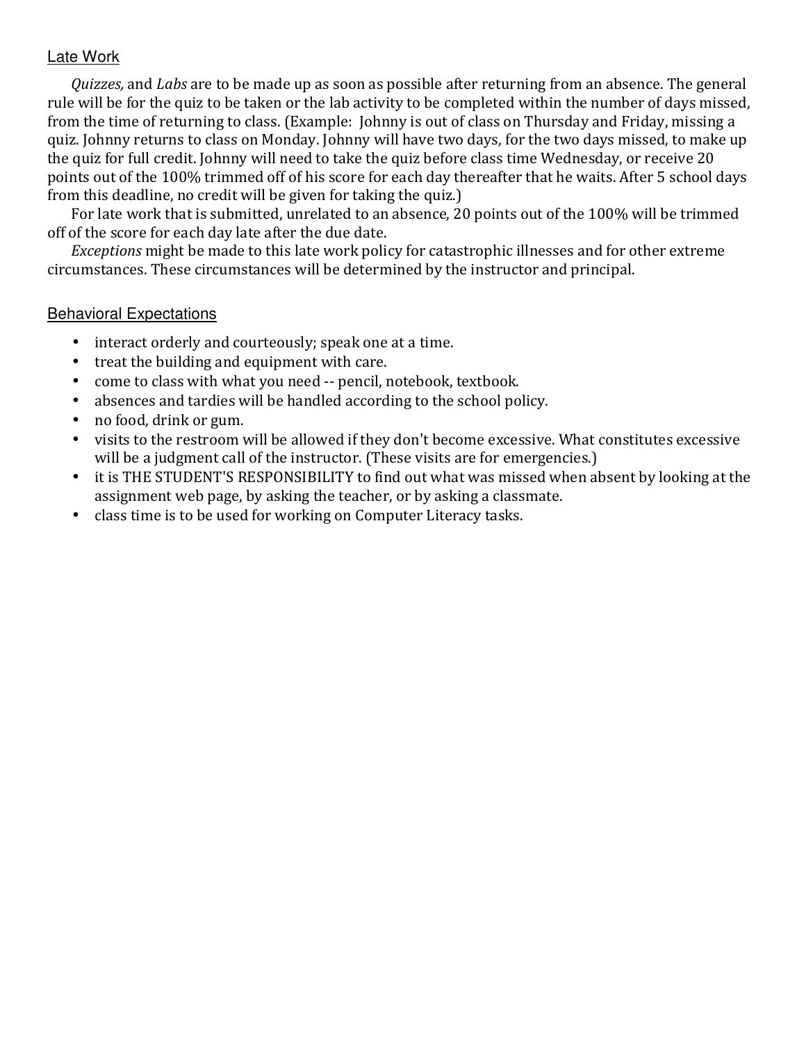## Late Work

*Quizzes,* and *Labs* are to be made up as soon as possible after returning from an absence. The general rule will be for the quiz to be taken or the lab activity to be completed within the number of days missed, from the time of returning to class. (Example: Johnny is out of class on Thursday and Friday, missing a quiz. Johnny returns to class on Monday. Johnny will have two days, for the two days missed, to make up the quiz for full credit. Johnny will need to take the quiz before class time Wednesday, or receive 20 points out of the 100% trimmed off of his score for each day thereafter that he waits. After 5 school days from this deadline, no credit will be given for taking the quiz.)

For late work that is submitted, unrelated to an absence, 20 points out of the 100% will be trimmed off of the score for each day late after the due date.

*Exceptions* might be made to this late work policy for catastrophic illnesses and for other extreme circumstances. These circumstances will be determined by the instructor and principal.

## Behavioral Expectations

- interact orderly and courteously; speak one at a time.
- treat the building and equipment with care.
- come to class with what you need -- pencil, notebook, textbook.
- absences and tardies will be handled according to the school policy.
- no food, drink or gum.
- visits to the restroom will be allowed if they don't become excessive. What constitutes excessive will be a judgment call of the instructor. (These visits are for emergencies.)
- it is THE STUDENT'S RESPONSIBILITY to find out what was missed when absent by looking at the assignment web page, by asking the teacher, or by asking a classmate.
- class time is to be used for working on Computer Literacy tasks.